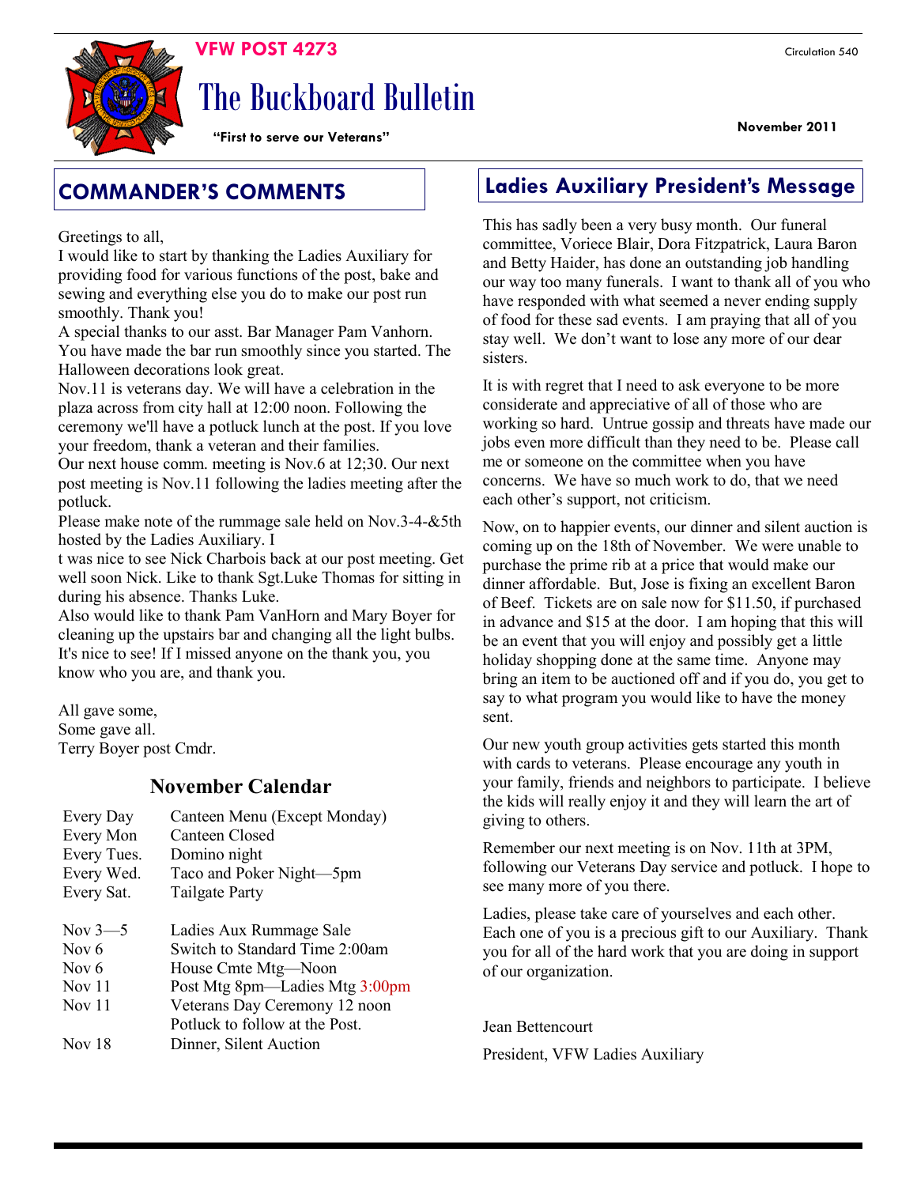**VFW POST 4273**

Circulation 540

# The Buckboard Bulletin

**"First to serve our Veterans"**

**November 2011**

## COMMANDER'S COMMENTS

Greetings to all,

I would like to start by thanking the Ladies Auxiliary for providing food for various functions of the post, bake and sewing and everything else you do to make our post run smoothly. Thank you!

A special thanks to our asst. Bar Manager Pam Vanhorn. You have made the bar run smoothly since you started. The Halloween decorations look great.

Nov.11 is veterans day. We will have a celebration in the plaza across from city hall at 12:00 noon. Following the ceremony we'll have a potluck lunch at the post. If you love your freedom, thank a veteran and their families.

Our next house comm. meeting is Nov.6 at 12;30. Our next post meeting is Nov.11 following the ladies meeting after the potluck.

Please make note of the rummage sale held on Nov.3-4-&5th hosted by the Ladies Auxiliary. I

t was nice to see Nick Charbois back at our post meeting. Get well soon Nick. Like to thank Sgt.Luke Thomas for sitting in during his absence. Thanks Luke.

Also would like to thank Pam VanHorn and Mary Boyer for cleaning up the upstairs bar and changing all the light bulbs. It's nice to see! If I missed anyone on the thank you, you know who you are, and thank you.

All gave some,
Some gave all.
Terry Boyer post Cmdr.

### November Calendar

| | |
|---|---|
| Every Day | Canteen Menu (Except Monday) |
| Every Mon | Canteen Closed |
| Every Tues. | Domino night |
| Every Wed. | Taco and Poker Night—5pm |
| Every Sat. | Tailgate Party |
| Nov 3—5 | Ladies Aux Rummage Sale |
| Nov 6 | Switch to Standard Time 2:00am |
| Nov 6 | House Cmte Mtg—Noon |
| Nov 11 | Post Mtg 8pm—Ladies Mtg 3:00pm |
| Nov 11 | Veterans Day Ceremony 12 noon Potluck to follow at the Post. |
| Nov 18 | Dinner, Silent Auction |

## Ladies Auxiliary President's Message

This has sadly been a very busy month. Our funeral committee, Voriece Blair, Dora Fitzpatrick, Laura Baron and Betty Haider, has done an outstanding job handling our way too many funerals. I want to thank all of you who have responded with what seemed a never ending supply of food for these sad events. I am praying that all of you stay well. We don't want to lose any more of our dear sisters.

It is with regret that I need to ask everyone to be more considerate and appreciative of all of those who are working so hard. Untrue gossip and threats have made our jobs even more difficult than they need to be. Please call me or someone on the committee when you have concerns. We have so much work to do, that we need each other's support, not criticism.

Now, on to happier events, our dinner and silent auction is coming up on the 18th of November. We were unable to purchase the prime rib at a price that would make our dinner affordable. But, Jose is fixing an excellent Baron of Beef. Tickets are on sale now for $11.50, if purchased in advance and $15 at the door. I am hoping that this will be an event that you will enjoy and possibly get a little holiday shopping done at the same time. Anyone may bring an item to be auctioned off and if you do, you get to say to what program you would like to have the money sent.

Our new youth group activities gets started this month with cards to veterans. Please encourage any youth in your family, friends and neighbors to participate. I believe the kids will really enjoy it and they will learn the art of giving to others.

Remember our next meeting is on Nov. 11th at 3PM, following our Veterans Day service and potluck. I hope to see many more of you there.

Ladies, please take care of yourselves and each other. Each one of you is a precious gift to our Auxiliary. Thank you for all of the hard work that you are doing in support of our organization.

Jean Bettencourt

President, VFW Ladies Auxiliary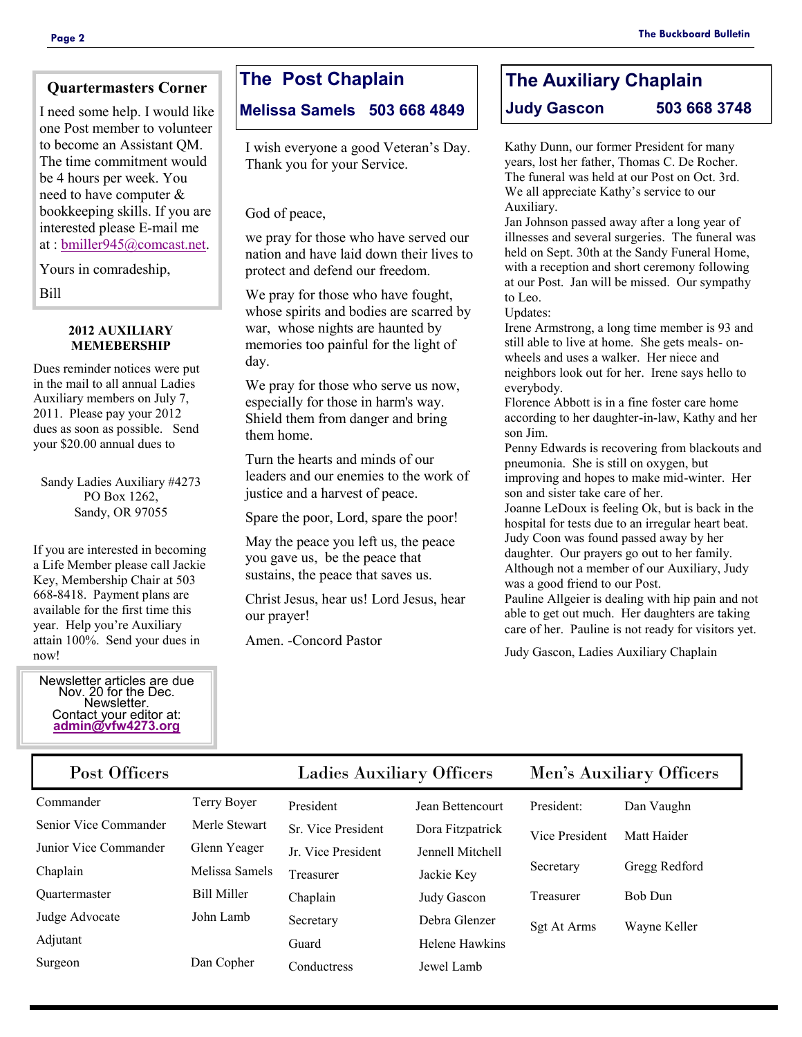## Quartermasters Corner

I need some help. I would like one Post member to volunteer to become an Assistant QM. The time commitment would be 4 hours per week. You need to have computer & bookkeeping skills. If you are interested please E-mail me at : bmiller945@comcast.net.

Yours in comradeship,

Bill

### 2012 AUXILIARY MEMEBERSHIP

Dues reminder notices were put in the mail to all annual Ladies Auxiliary members on July 7, 2011. Please pay your 2012 dues as soon as possible. Send your $20.00 annual dues to

Sandy Ladies Auxiliary #4273
PO Box 1262,
Sandy, OR 97055

If you are interested in becoming a Life Member please call Jackie Key, Membership Chair at 503 668-8418. Payment plans are available for the first time this year. Help you're Auxiliary attain 100%. Send your dues in now!

Newsletter articles are due Nov. 20 for the Dec. Newsletter.
Contact your editor at:
**admin@vfw4273.org**

## The Post Chaplain

**Melissa Samels 503 668 4849**

I wish everyone a good Veteran's Day. Thank you for your Service.

God of peace,

we pray for those who have served our nation and have laid down their lives to protect and defend our freedom.

We pray for those who have fought, whose spirits and bodies are scarred by war, whose nights are haunted by memories too painful for the light of day.

We pray for those who serve us now, especially for those in harm's way. Shield them from danger and bring them home.

Turn the hearts and minds of our leaders and our enemies to the work of justice and a harvest of peace.

Spare the poor, Lord, spare the poor!

May the peace you left us, the peace you gave us, be the peace that sustains, the peace that saves us.

Christ Jesus, hear us! Lord Jesus, hear our prayer!

Amen. -Concord Pastor

## The Auxiliary Chaplain

**Judy Gascon 503 668 3748**

Kathy Dunn, our former President for many years, lost her father, Thomas C. De Rocher. The funeral was held at our Post on Oct. 3rd. We all appreciate Kathy's service to our Auxiliary.
Jan Johnson passed away after a long year of illnesses and several surgeries. The funeral was held on Sept. 30th at the Sandy Funeral Home, with a reception and short ceremony following at our Post. Jan will be missed. Our sympathy to Leo.
Updates:
Irene Armstrong, a long time member is 93 and still able to live at home. She gets meals- on-wheels and uses a walker. Her niece and neighbors look out for her. Irene says hello to everybody.
Florence Abbott is in a fine foster care home according to her daughter-in-law, Kathy and her son Jim.
Penny Edwards is recovering from blackouts and pneumonia. She is still on oxygen, but improving and hopes to make mid-winter. Her son and sister take care of her.
Joanne LeDoux is feeling Ok, but is back in the hospital for tests due to an irregular heart beat.
Judy Coon was found passed away by her daughter. Our prayers go out to her family. Although not a member of our Auxiliary, Judy was a good friend to our Post.
Pauline Allgeier is dealing with hip pain and not able to get out much. Her daughters are taking care of her. Pauline is not ready for visitors yet.

Judy Gascon, Ladies Auxiliary Chaplain

| Post Officers | | Ladies Auxiliary Officers | | Men's Auxiliary Officers | |
|---|---|---|---|---|---|
| Commander | Terry Boyer | President | Jean Bettencourt | President: | Dan Vaughn |
| Senior Vice Commander | Merle Stewart | Sr. Vice President | Dora Fitzpatrick | Vice President | Matt Haider |
| Junior Vice Commander | Glenn Yeager | Jr. Vice President | Jennell Mitchell | Secretary | Gregg Redford |
| Chaplain | Melissa Samels | Treasurer | Jackie Key | Treasurer | Bob Dun |
| Quartermaster | Bill Miller | Chaplain | Judy Gascon | Sgt At Arms | Wayne Keller |
| Judge Advocate | John Lamb | Secretary | Debra Glenzer | | |
| Adjutant | | Guard | Helene Hawkins | | |
| Surgeon | Dan Copher | Conductress | Jewel Lamb | | |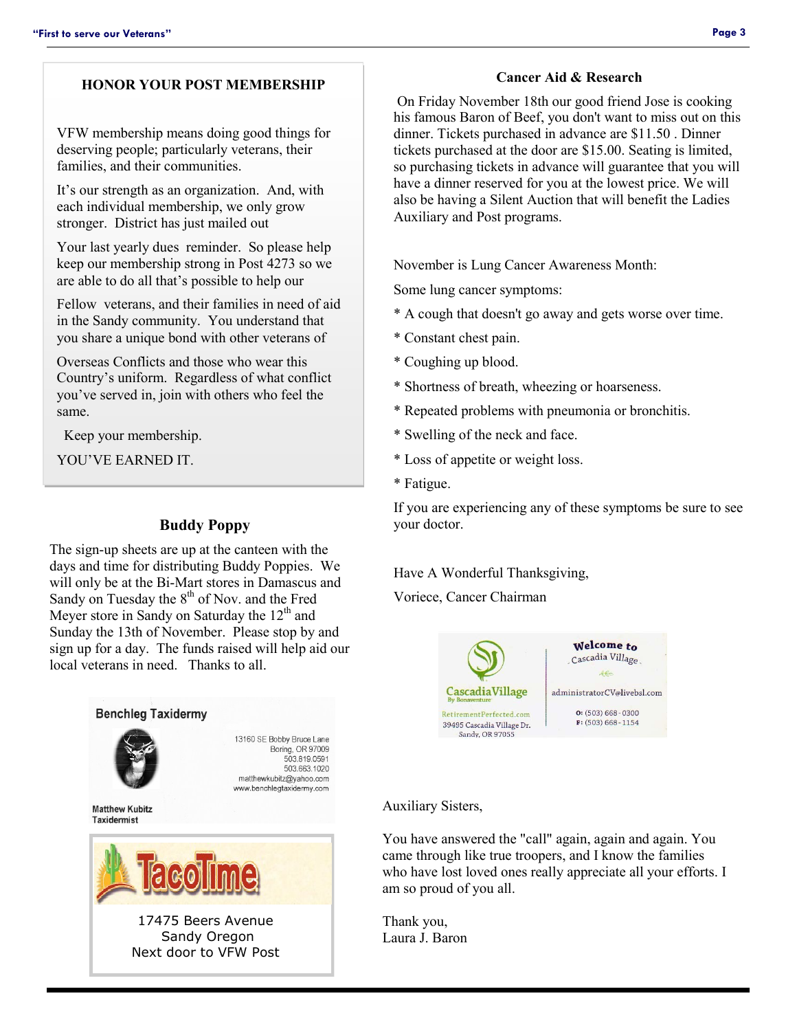## HONOR YOUR POST MEMBERSHIP

VFW membership means doing good things for deserving people; particularly veterans, their families, and their communities.

It's our strength as an organization. And, with each individual membership, we only grow stronger. District has just mailed out

Your last yearly dues reminder. So please help keep our membership strong in Post 4273 so we are able to do all that's possible to help our

Fellow veterans, and their families in need of aid in the Sandy community. You understand that you share a unique bond with other veterans of

Overseas Conflicts and those who wear this Country's uniform. Regardless of what conflict you've served in, join with others who feel the same.

Keep your membership.

YOU'VE EARNED IT.

## Buddy Poppy

The sign-up sheets are up at the canteen with the days and time for distributing Buddy Poppies. We will only be at the Bi-Mart stores in Damascus and Sandy on Tuesday the 8th of Nov. and the Fred Meyer store in Sandy on Saturday the 12th and Sunday the 13th of November. Please stop by and sign up for a day. The funds raised will help aid our local veterans in need. Thanks to all.

**Benchleg Taxidermy**

13160 SE Bobby Bruce Lane
Boring, OR 97009
503.819.0591
503.663.1020
matthewkubitz@yahoo.com
www.benchlegtaxidermy.com

Matthew Kubitz
Taxidermist

**TacoTime**

17475 Beers Avenue
Sandy Oregon
Next door to VFW Post

## Cancer Aid & Research

On Friday November 18th our good friend Jose is cooking his famous Baron of Beef, you don't want to miss out on this dinner. Tickets purchased in advance are $11.50 . Dinner tickets purchased at the door are $15.00. Seating is limited, so purchasing tickets in advance will guarantee that you will have a dinner reserved for you at the lowest price. We will also be having a Silent Auction that will benefit the Ladies Auxiliary and Post programs.

November is Lung Cancer Awareness Month:

Some lung cancer symptoms:

* A cough that doesn't go away and gets worse over time.
* Constant chest pain.
* Coughing up blood.
* Shortness of breath, wheezing or hoarseness.
* Repeated problems with pneumonia or bronchitis.
* Swelling of the neck and face.
* Loss of appetite or weight loss.
* Fatigue.

If you are experiencing any of these symptoms be sure to see your doctor.

Have A Wonderful Thanksgiving,

Voriece, Cancer Chairman

**CascadiaVillage** By Bonaventure
RetirementPerfected.com
39495 Cascadia Village Dr.
Sandy, OR 97055

Welcome to Cascadia Village
administratorCV@livebsl.com
O: (503) 668-0300
F: (503) 668-1154

Auxiliary Sisters,

You have answered the "call" again, again and again. You came through like true troopers, and I know the families who have lost loved ones really appreciate all your efforts. I am so proud of you all.

Thank you,
Laura J. Baron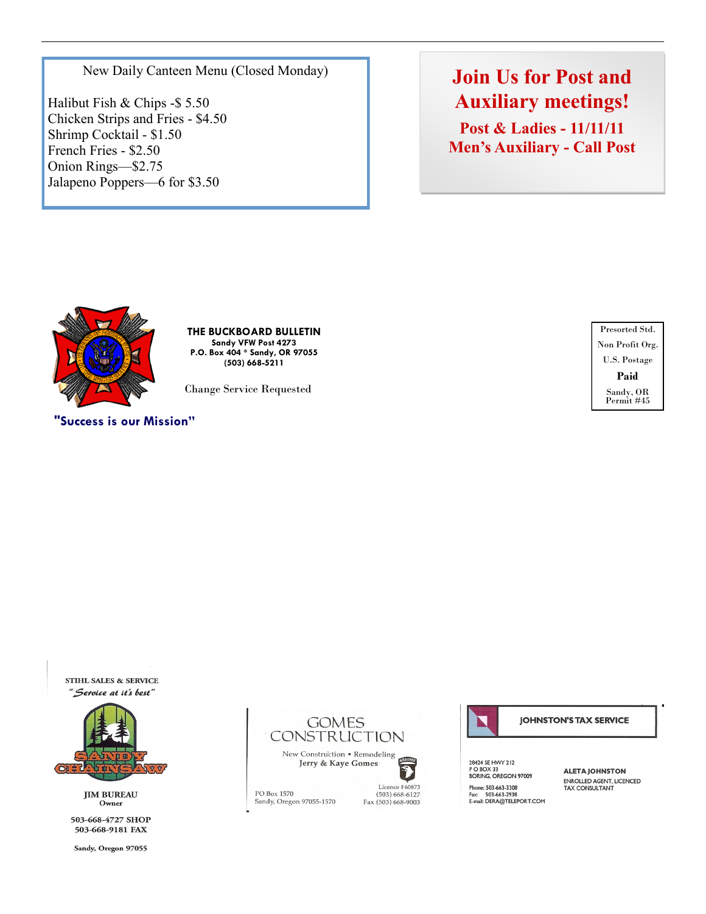New Daily Canteen Menu (Closed Monday)

Halibut Fish & Chips -$ 5.50
Chicken Strips and Fries - $4.50
Shrimp Cocktail - $1.50
French Fries - $2.50
Onion Rings—$2.75
Jalapeno Poppers—6 for $3.50

## Join Us for Post and Auxiliary meetings!

**Post & Ladies - 11/11/11**
**Men's Auxiliary - Call Post**

**THE BUCKBOARD BULLETIN**
**Sandy VFW Post 4273**
**P.O. Box 404 * Sandy, OR 97055**
**(503) 668-5211**

Change Service Requested

**"Success is our Mission"**

Presorted Std.
Non Profit Org.
U.S. Postage
**Paid**
Sandy, OR
Permit #45

STIHL SALES & SERVICE
*"Service at it's best"*
SANDY CHAINSAW
JIM BUREAU
Owner
503-668-4727 SHOP
503-668-9181 FAX
Sandy, Oregon 97055

GOMES CONSTRUCTION
New Construction • Remodeling
Jerry & Kaye Gomes
Licence # 60873
(503) 668-6127
Fax (503) 668-9003
PO Box 1570
Sandy, Oregon 97055-1570

JOHNSTON'S TAX SERVICE
28424 SE HWY 212
P O BOX 33
BORING, OREGON 97009
Phone: 503-663-3308
Fax: 503-663-2938
E-mail: DERA@TELEPORT.COM
ALETA JOHNSTON
ENROLLED AGENT, LICENCED TAX CONSULTANT